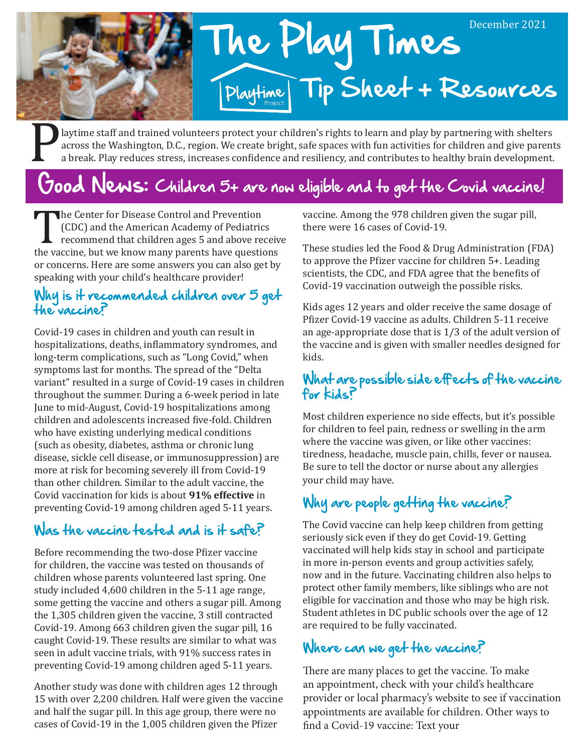# The Play Times

December 2021

## Playtime Project Tip Sheet + Resources

Playtime staff and trained volunteers protect your children's rights to learn and play by partnering with shelters across the Washington, D.C., region. We create bright, safe spaces with fun activities for children and give parents a break. Play reduces stress, increases confidence and resiliency, and contributes to healthy brain development.

## Good News: Children 5+ are now eligible and to get the Covid vaccine!

The Center for Disease Control and Prevention (CDC) and the American Academy of Pediatrics recommend that children ages 5 and above receive the vaccine, but we know many parents have questions or concerns. Here are some answers you can also get by speaking with your child's healthcare provider!

### Why is it recommended children over 5 get the vaccine?

Covid-19 cases in children and youth can result in hospitalizations, deaths, inflammatory syndromes, and long-term complications, such as "Long Covid," when symptoms last for months. The spread of the "Delta variant" resulted in a surge of Covid-19 cases in children throughout the summer. During a 6-week period in late June to mid-August, Covid-19 hospitalizations among children and adolescents increased five-fold. Children who have existing underlying medical conditions (such as obesity, diabetes, asthma or chronic lung disease, sickle cell disease, or immunosuppression) are more at risk for becoming severely ill from Covid-19 than other children. Similar to the adult vaccine, the Covid vaccination for kids is about **91% effective** in preventing Covid-19 among children aged 5-11 years.

### Was the vaccine tested and is it safe?

Before recommending the two-dose Pfizer vaccine for children, the vaccine was tested on thousands of children whose parents volunteered last spring. One study included 4,600 children in the 5-11 age range, some getting the vaccine and others a sugar pill. Among the 1,305 children given the vaccine, 3 still contracted Covid-19. Among 663 children given the sugar pill, 16 caught Covid-19. These results are similar to what was seen in adult vaccine trials, with 91% success rates in preventing Covid-19 among children aged 5-11 years.

Another study was done with children ages 12 through 15 with over 2,200 children. Half were given the vaccine and half the sugar pill. In this age group, there were no cases of Covid-19 in the 1,005 children given the Pfizer vaccine. Among the 978 children given the sugar pill, there were 16 cases of Covid-19.

These studies led the Food & Drug Administration (FDA) to approve the Pfizer vaccine for children 5+. Leading scientists, the CDC, and FDA agree that the benefits of Covid-19 vaccination outweigh the possible risks.

Kids ages 12 years and older receive the same dosage of Pfizer Covid-19 vaccine as adults. Children 5-11 receive an age-appropriate dose that is 1/3 of the adult version of the vaccine and is given with smaller needles designed for kids.

### What are possible side effects of the vaccine for kids?

Most children experience no side effects, but it's possible for children to feel pain, redness or swelling in the arm where the vaccine was given, or like other vaccines: tiredness, headache, muscle pain, chills, fever or nausea. Be sure to tell the doctor or nurse about any allergies your child may have.

### Why are people getting the vaccine?

The Covid vaccine can help keep children from getting seriously sick even if they do get Covid-19. Getting vaccinated will help kids stay in school and participate in more in-person events and group activities safely, now and in the future. Vaccinating children also helps to protect other family members, like siblings who are not eligible for vaccination and those who may be high risk. Student athletes in DC public schools over the age of 12 are required to be fully vaccinated.

### Where can we get the vaccine?

There are many places to get the vaccine. To make an appointment, check with your child's healthcare provider or local pharmacy's website to see if vaccination appointments are available for children. Other ways to find a Covid-19 vaccine: Text your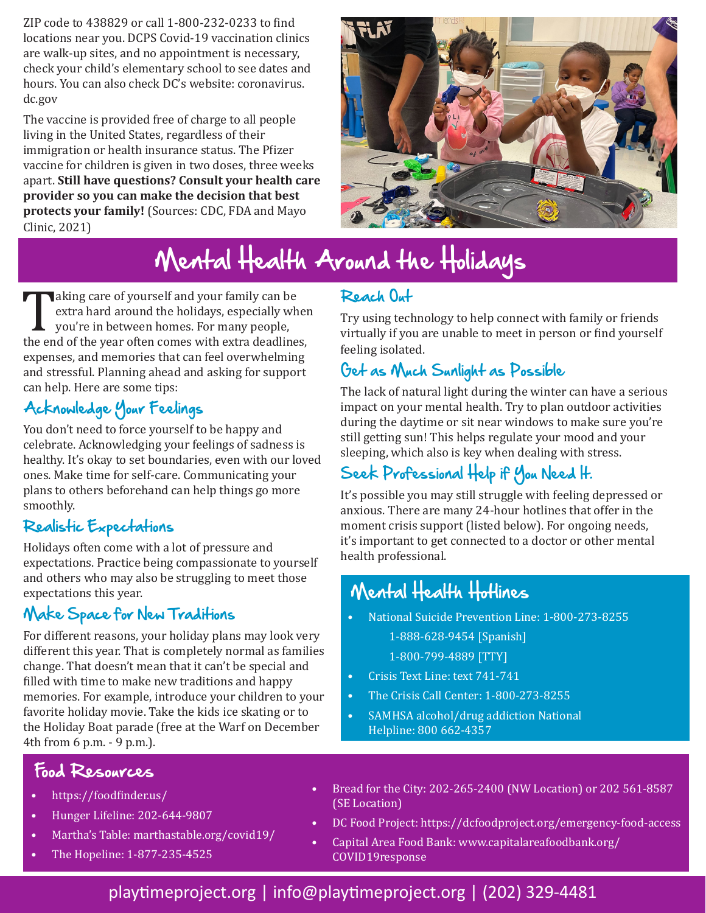ZIP code to 438829 or call 1-800-232-0233 to find locations near you. DCPS Covid-19 vaccination clinics are walk-up sites, and no appointment is necessary, check your child's elementary school to see dates and hours. You can also check DC's website: coronavirus.dc.gov

The vaccine is provided free of charge to all people living in the United States, regardless of their immigration or health insurance status. The Pfizer vaccine for children is given in two doses, three weeks apart. **Still have questions? Consult your health care provider so you can make the decision that best protects your family!** (Sources: CDC, FDA and Mayo Clinic, 2021)

# Mental Health Around the Holidays

Taking care of yourself and your family can be extra hard around the holidays, especially when you're in between homes. For many people, the end of the year often comes with extra deadlines, expenses, and memories that can feel overwhelming and stressful. Planning ahead and asking for support can help. Here are some tips:

## Acknowledge Your Feelings

You don't need to force yourself to be happy and celebrate. Acknowledging your feelings of sadness is healthy. It's okay to set boundaries, even with our loved ones. Make time for self-care. Communicating your plans to others beforehand can help things go more smoothly.

## Realistic Expectations

Holidays often come with a lot of pressure and expectations. Practice being compassionate to yourself and others who may also be struggling to meet those expectations this year.

## Make Space for New Traditions

For different reasons, your holiday plans may look very different this year. That is completely normal as families change. That doesn't mean that it can't be special and filled with time to make new traditions and happy memories. For example, introduce your children to your favorite holiday movie. Take the kids ice skating or to the Holiday Boat parade (free at the Warf on December 4th from 6 p.m. - 9 p.m.).

## Reach Out

Try using technology to help connect with family or friends virtually if you are unable to meet in person or find yourself feeling isolated.

## Get as Much Sunlight as Possible

The lack of natural light during the winter can have a serious impact on your mental health. Try to plan outdoor activities during the daytime or sit near windows to make sure you're still getting sun! This helps regulate your mood and your sleeping, which also is key when dealing with stress.

## Seek Professional Help if You Need It.

It's possible you may still struggle with feeling depressed or anxious. There are many 24-hour hotlines that offer in the moment crisis support (listed below). For ongoing needs, it's important to get connected to a doctor or other mental health professional.

## Mental Health Hotlines

- National Suicide Prevention Line: 1-800-273-8255
  1-888-628-9454 [Spanish]
  1-800-799-4889 [TTY]
- Crisis Text Line: text 741-741
- The Crisis Call Center: 1-800-273-8255
- SAMHSA alcohol/drug addiction National Helpline: 800 662-4357

## Food Resources

- https://foodfinder.us/
- Hunger Lifeline: 202-644-9807
- Martha's Table: marthastable.org/covid19/
- The Hopeline: 1-877-235-4525
- Bread for the City: 202-265-2400 (NW Location) or 202 561-8587 (SE Location)
- DC Food Project: https://dcfoodproject.org/emergency-food-access
- Capital Area Food Bank: www.capitalareafoodbank.org/COVID19response

playtimeproject.org | info@playtimeproject.org | (202) 329-4481